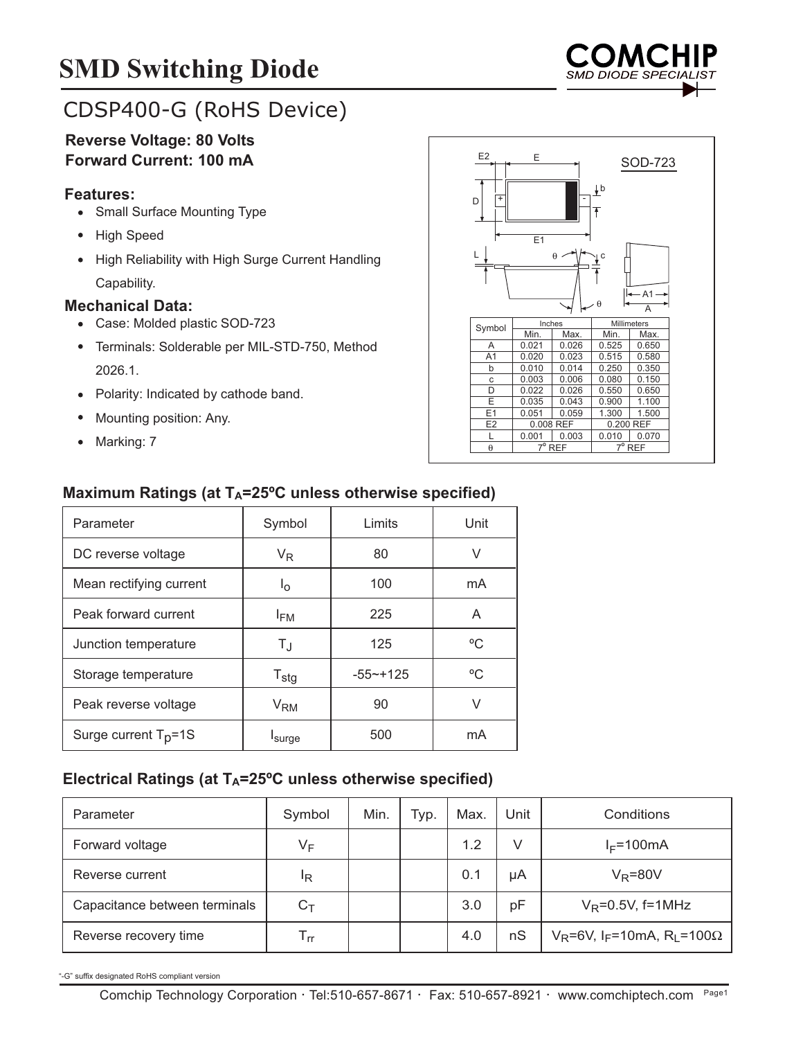# SMD Switching Diode

COMCHIP
SMD DIODE SPECIALIST

## CDSP400-G (RoHS Device)

**Reverse Voltage: 80 Volts**
**Forward Current: 100 mA**

### Features:

- Small Surface Mounting Type
- High Speed
- High Reliability with High Surge Current Handling Capability.

### Mechanical Data:

- Case: Molded plastic SOD-723
- Terminals: Solderable per MIL-STD-750, Method 2026.1.
- Polarity: Indicated by cathode band.
- Mounting position: Any.
- Marking: 7

SOD-723

| Symbol | Inches | | Millimeters | |
|---|---|---|---|---|
| | Min. | Max. | Min. | Max. |
| A | 0.021 | 0.026 | 0.525 | 0.650 |
| A1 | 0.020 | 0.023 | 0.515 | 0.580 |
| b | 0.010 | 0.014 | 0.250 | 0.350 |
| c | 0.003 | 0.006 | 0.080 | 0.150 |
| D | 0.022 | 0.026 | 0.550 | 0.650 |
| E | 0.035 | 0.043 | 0.900 | 1.100 |
| E1 | 0.051 | 0.059 | 1.300 | 1.500 |
| E2 | 0.008 REF | | 0.200 REF | |
| L | 0.001 | 0.003 | 0.010 | 0.070 |
| θ | 7° REF | | 7° REF | |

### Maximum Ratings (at $T_A$=25ºC unless otherwise specified)

| Parameter | Symbol | Limits | Unit |
|---|---|---|---|
| DC reverse voltage | $V_R$ | 80 | V |
| Mean rectifying current | $I_o$ | 100 | mA |
| Peak forward current | $I_{FM}$ | 225 | A |
| Junction temperature | $T_J$ | 125 | ºC |
| Storage temperature | $T_{stg}$ | -55~+125 | ºC |
| Peak reverse voltage | $V_{RM}$ | 90 | V |
| Surge current $T_p$=1S | $I_{surge}$ | 500 | mA |

### Electrical Ratings (at $T_A$=25ºC unless otherwise specified)

| Parameter | Symbol | Min. | Typ. | Max. | Unit | Conditions |
|---|---|---|---|---|---|---|
| Forward voltage | $V_F$ | | | 1.2 | V | $I_F$=100mA |
| Reverse current | $I_R$ | | | 0.1 | μA | $V_R$=80V |
| Capacitance between terminals | $C_T$ | | | 3.0 | pF | $V_R$=0.5V, f=1MHz |
| Reverse recovery time | $T_{rr}$ | | | 4.0 | nS | $V_R$=6V, $I_F$=10mA, $R_L$=100Ω |

"-G" suffix designated RoHS compliant version

Comchip Technology Corporation · Tel:510-657-8671 · Fax: 510-657-8921 · www.comchiptech.com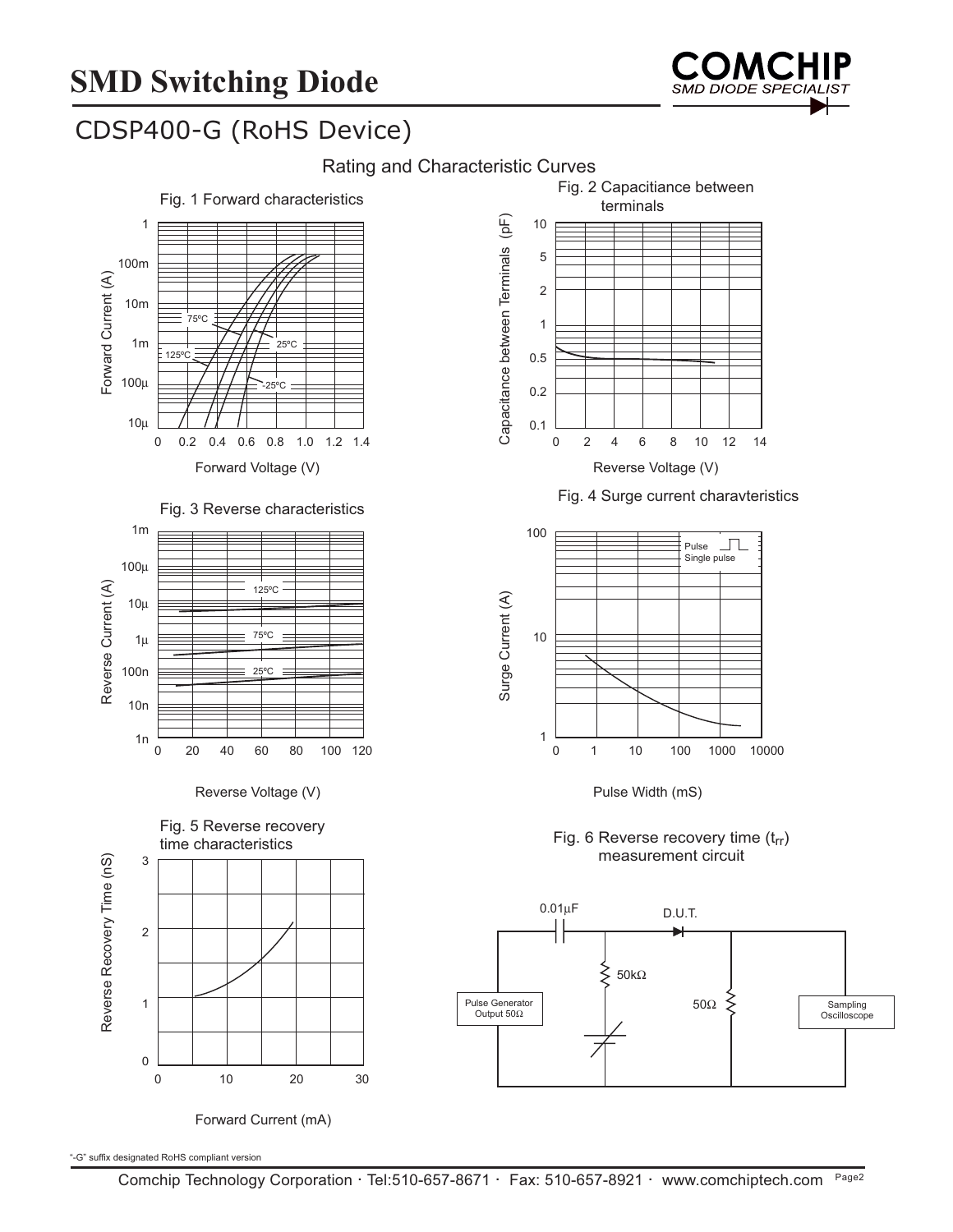# SMD Switching Diode

COMCHIP
SMD DIODE SPECIALIST

## CDSP400-G (RoHS Device)

### Rating and Characteristic Curves

Fig. 1 Forward characteristics

Forward Current (A)
1
100m
10m
1m
100μ
10μ
75ºC
125ºC
25ºC
-25ºC
0 0.2 0.4 0.6 0.8 1.0 1.2 1.4
Forward Voltage (V)

Fig. 2 Capacitiance between terminals

Capacitance between Terminals (pF)
10
5
2
1
0.5
0.2
0.1
0 2 4 6 8 10 12 14
Reverse Voltage (V)

Fig. 3 Reverse characteristics

Reverse Current (A)
1m
100μ
10μ
1μ
100n
10n
1n
125ºC
75ºC
25ºC
0 20 40 60 80 100 120
Reverse Voltage (V)

Fig. 4 Surge current charavteristics

Surge Current (A)
100
10
1
Pulse
Single pulse
0 1 10 100 1000 10000
Pulse Width (mS)

Fig. 5 Reverse recovery time characteristics

Reverse Recovery Time (nS)
3
2
1
0
0 10 20 30
Forward Current (mA)

Fig. 6 Reverse recovery time ($t_{rr}$) measurement circuit

0.01μF
D.U.T.
50kΩ
50Ω
Pulse Generator Output 50Ω
Sampling Oscilloscope

"-G" suffix designated RoHS compliant version

Comchip Technology Corporation · Tel:510-657-8671 · Fax: 510-657-8921 · www.comchiptech.com